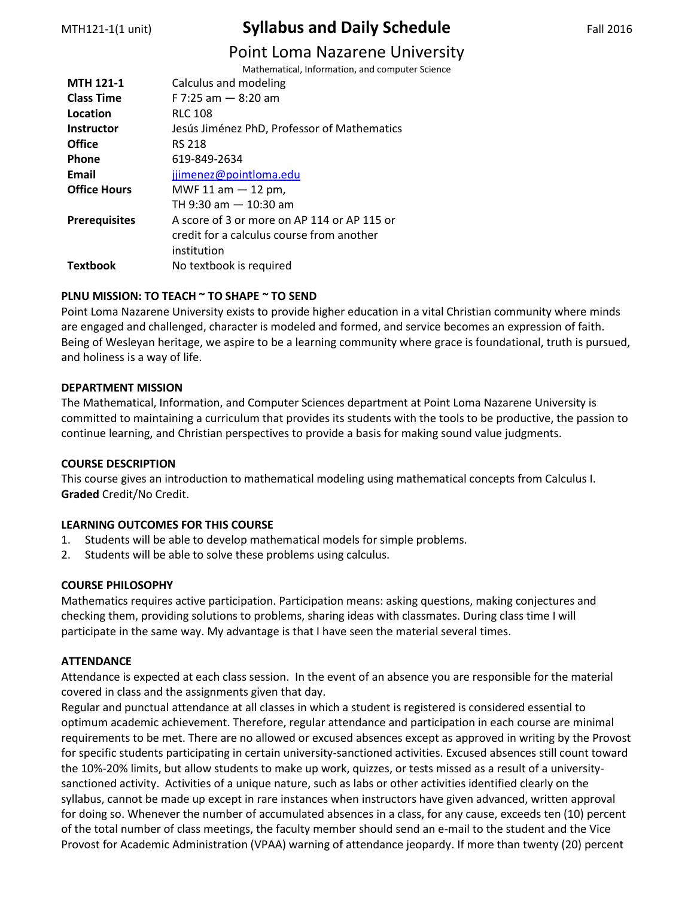MTH121-1(1 unit) **Syllabus and Daily Schedule** Fall 2016

# Point Loma Nazarene University

Mathematical, Information, and computer Science

| | |
|---|---|
| **MTH 121-1** | Calculus and modeling |
| **Class Time** | F 7:25 am — 8:20 am |
| **Location** | RLC 108 |
| **Instructor** | Jesús Jiménez PhD, Professor of Mathematics |
| **Office** | RS 218 |
| **Phone** | 619-849-2634 |
| **Email** | jjimenez@pointloma.edu |
| **Office Hours** | MWF 11 am — 12 pm, TH 9:30 am — 10:30 am |
| **Prerequisites** | A score of 3 or more on AP 114 or AP 115 or credit for a calculus course from another institution |
| **Textbook** | No textbook is required |

## PLNU MISSION: TO TEACH ~ TO SHAPE ~ TO SEND

Point Loma Nazarene University exists to provide higher education in a vital Christian community where minds are engaged and challenged, character is modeled and formed, and service becomes an expression of faith. Being of Wesleyan heritage, we aspire to be a learning community where grace is foundational, truth is pursued, and holiness is a way of life.

## DEPARTMENT MISSION

The Mathematical, Information, and Computer Sciences department at Point Loma Nazarene University is committed to maintaining a curriculum that provides its students with the tools to be productive, the passion to continue learning, and Christian perspectives to provide a basis for making sound value judgments.

## COURSE DESCRIPTION

This course gives an introduction to mathematical modeling using mathematical concepts from Calculus I. **Graded** Credit/No Credit.

## LEARNING OUTCOMES FOR THIS COURSE

1. Students will be able to develop mathematical models for simple problems.
2. Students will be able to solve these problems using calculus.

## COURSE PHILOSOPHY

Mathematics requires active participation. Participation means: asking questions, making conjectures and checking them, providing solutions to problems, sharing ideas with classmates. During class time I will participate in the same way. My advantage is that I have seen the material several times.

## ATTENDANCE

Attendance is expected at each class session. In the event of an absence you are responsible for the material covered in class and the assignments given that day.

Regular and punctual attendance at all classes in which a student is registered is considered essential to optimum academic achievement. Therefore, regular attendance and participation in each course are minimal requirements to be met. There are no allowed or excused absences except as approved in writing by the Provost for specific students participating in certain university-sanctioned activities. Excused absences still count toward the 10%-20% limits, but allow students to make up work, quizzes, or tests missed as a result of a university-sanctioned activity. Activities of a unique nature, such as labs or other activities identified clearly on the syllabus, cannot be made up except in rare instances when instructors have given advanced, written approval for doing so. Whenever the number of accumulated absences in a class, for any cause, exceeds ten (10) percent of the total number of class meetings, the faculty member should send an e-mail to the student and the Vice Provost for Academic Administration (VPAA) warning of attendance jeopardy. If more than twenty (20) percent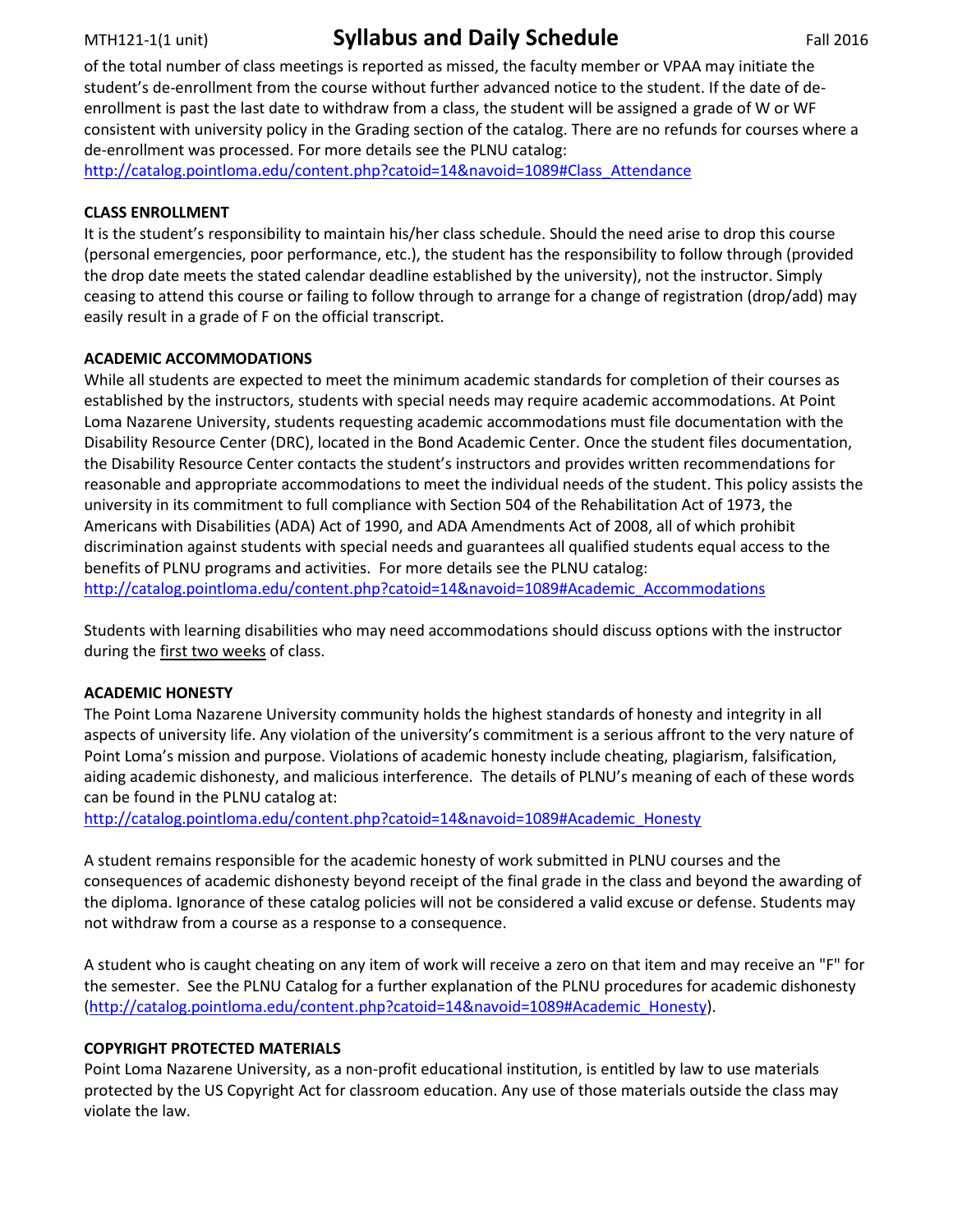of the total number of class meetings is reported as missed, the faculty member or VPAA may initiate the student's de-enrollment from the course without further advanced notice to the student. If the date of de-enrollment is past the last date to withdraw from a class, the student will be assigned a grade of W or WF consistent with university policy in the Grading section of the catalog. There are no refunds for courses where a de-enrollment was processed. For more details see the PLNU catalog: http://catalog.pointloma.edu/content.php?catoid=14&navoid=1089#Class_Attendance

**CLASS ENROLLMENT**

It is the student's responsibility to maintain his/her class schedule. Should the need arise to drop this course (personal emergencies, poor performance, etc.), the student has the responsibility to follow through (provided the drop date meets the stated calendar deadline established by the university), not the instructor. Simply ceasing to attend this course or failing to follow through to arrange for a change of registration (drop/add) may easily result in a grade of F on the official transcript.

**ACADEMIC ACCOMMODATIONS**

While all students are expected to meet the minimum academic standards for completion of their courses as established by the instructors, students with special needs may require academic accommodations. At Point Loma Nazarene University, students requesting academic accommodations must file documentation with the Disability Resource Center (DRC), located in the Bond Academic Center. Once the student files documentation, the Disability Resource Center contacts the student's instructors and provides written recommendations for reasonable and appropriate accommodations to meet the individual needs of the student. This policy assists the university in its commitment to full compliance with Section 504 of the Rehabilitation Act of 1973, the Americans with Disabilities (ADA) Act of 1990, and ADA Amendments Act of 2008, all of which prohibit discrimination against students with special needs and guarantees all qualified students equal access to the benefits of PLNU programs and activities. For more details see the PLNU catalog: http://catalog.pointloma.edu/content.php?catoid=14&navoid=1089#Academic_Accommodations

Students with learning disabilities who may need accommodations should discuss options with the instructor during the first two weeks of class.

**ACADEMIC HONESTY**

The Point Loma Nazarene University community holds the highest standards of honesty and integrity in all aspects of university life. Any violation of the university's commitment is a serious affront to the very nature of Point Loma's mission and purpose. Violations of academic honesty include cheating, plagiarism, falsification, aiding academic dishonesty, and malicious interference. The details of PLNU's meaning of each of these words can be found in the PLNU catalog at: http://catalog.pointloma.edu/content.php?catoid=14&navoid=1089#Academic_Honesty

A student remains responsible for the academic honesty of work submitted in PLNU courses and the consequences of academic dishonesty beyond receipt of the final grade in the class and beyond the awarding of the diploma. Ignorance of these catalog policies will not be considered a valid excuse or defense. Students may not withdraw from a course as a response to a consequence.

A student who is caught cheating on any item of work will receive a zero on that item and may receive an "F" for the semester. See the PLNU Catalog for a further explanation of the PLNU procedures for academic dishonesty (http://catalog.pointloma.edu/content.php?catoid=14&navoid=1089#Academic_Honesty).

**COPYRIGHT PROTECTED MATERIALS**

Point Loma Nazarene University, as a non-profit educational institution, is entitled by law to use materials protected by the US Copyright Act for classroom education. Any use of those materials outside the class may violate the law.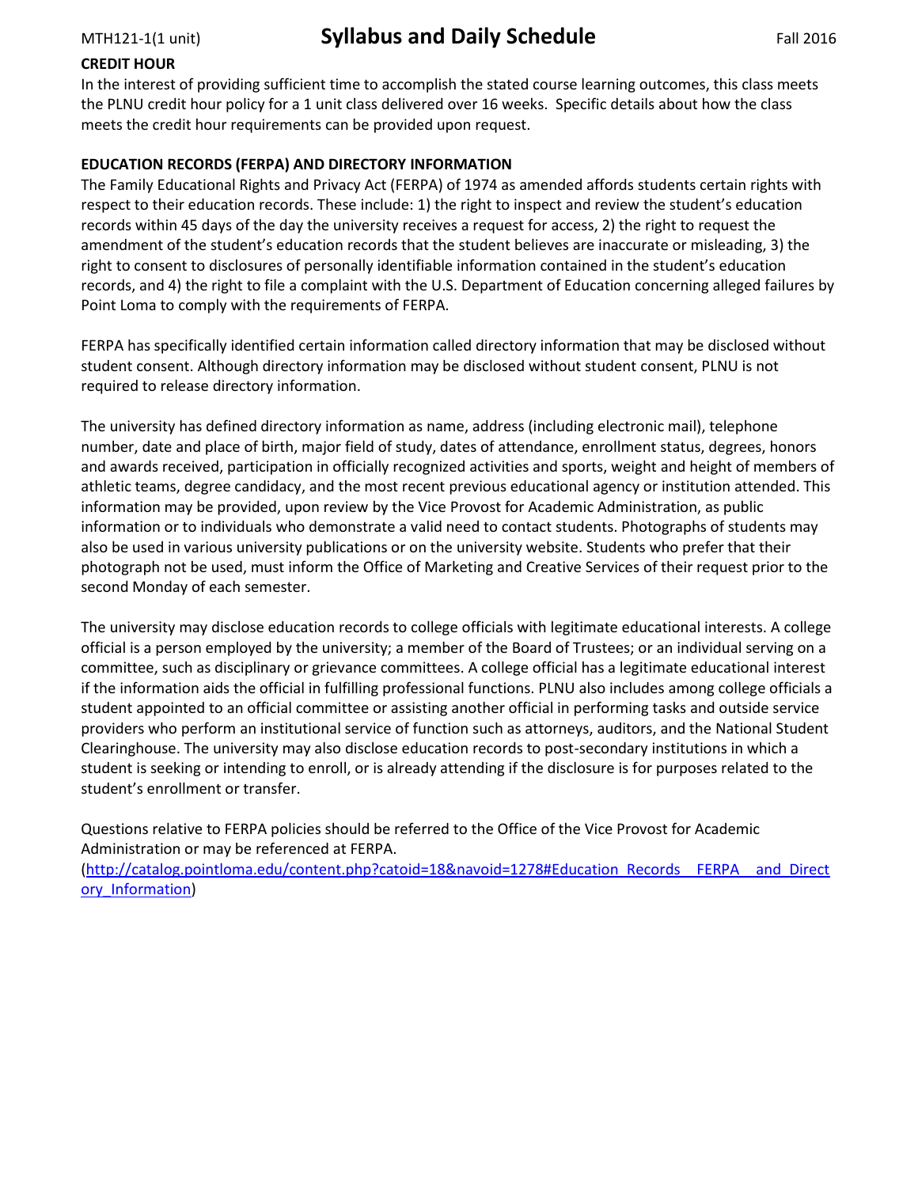### CREDIT HOUR

In the interest of providing sufficient time to accomplish the stated course learning outcomes, this class meets the PLNU credit hour policy for a 1 unit class delivered over 16 weeks. Specific details about how the class meets the credit hour requirements can be provided upon request.

### EDUCATION RECORDS (FERPA) AND DIRECTORY INFORMATION

The Family Educational Rights and Privacy Act (FERPA) of 1974 as amended affords students certain rights with respect to their education records. These include: 1) the right to inspect and review the student's education records within 45 days of the day the university receives a request for access, 2) the right to request the amendment of the student's education records that the student believes are inaccurate or misleading, 3) the right to consent to disclosures of personally identifiable information contained in the student's education records, and 4) the right to file a complaint with the U.S. Department of Education concerning alleged failures by Point Loma to comply with the requirements of FERPA.

FERPA has specifically identified certain information called directory information that may be disclosed without student consent. Although directory information may be disclosed without student consent, PLNU is not required to release directory information.

The university has defined directory information as name, address (including electronic mail), telephone number, date and place of birth, major field of study, dates of attendance, enrollment status, degrees, honors and awards received, participation in officially recognized activities and sports, weight and height of members of athletic teams, degree candidacy, and the most recent previous educational agency or institution attended. This information may be provided, upon review by the Vice Provost for Academic Administration, as public information or to individuals who demonstrate a valid need to contact students. Photographs of students may also be used in various university publications or on the university website. Students who prefer that their photograph not be used, must inform the Office of Marketing and Creative Services of their request prior to the second Monday of each semester.

The university may disclose education records to college officials with legitimate educational interests. A college official is a person employed by the university; a member of the Board of Trustees; or an individual serving on a committee, such as disciplinary or grievance committees. A college official has a legitimate educational interest if the information aids the official in fulfilling professional functions. PLNU also includes among college officials a student appointed to an official committee or assisting another official in performing tasks and outside service providers who perform an institutional service of function such as attorneys, auditors, and the National Student Clearinghouse. The university may also disclose education records to post-secondary institutions in which a student is seeking or intending to enroll, or is already attending if the disclosure is for purposes related to the student's enrollment or transfer.

Questions relative to FERPA policies should be referred to the Office of the Vice Provost for Academic Administration or may be referenced at FERPA.
(http://catalog.pointloma.edu/content.php?catoid=18&navoid=1278#Education_Records__FERPA__and_Directory_Information)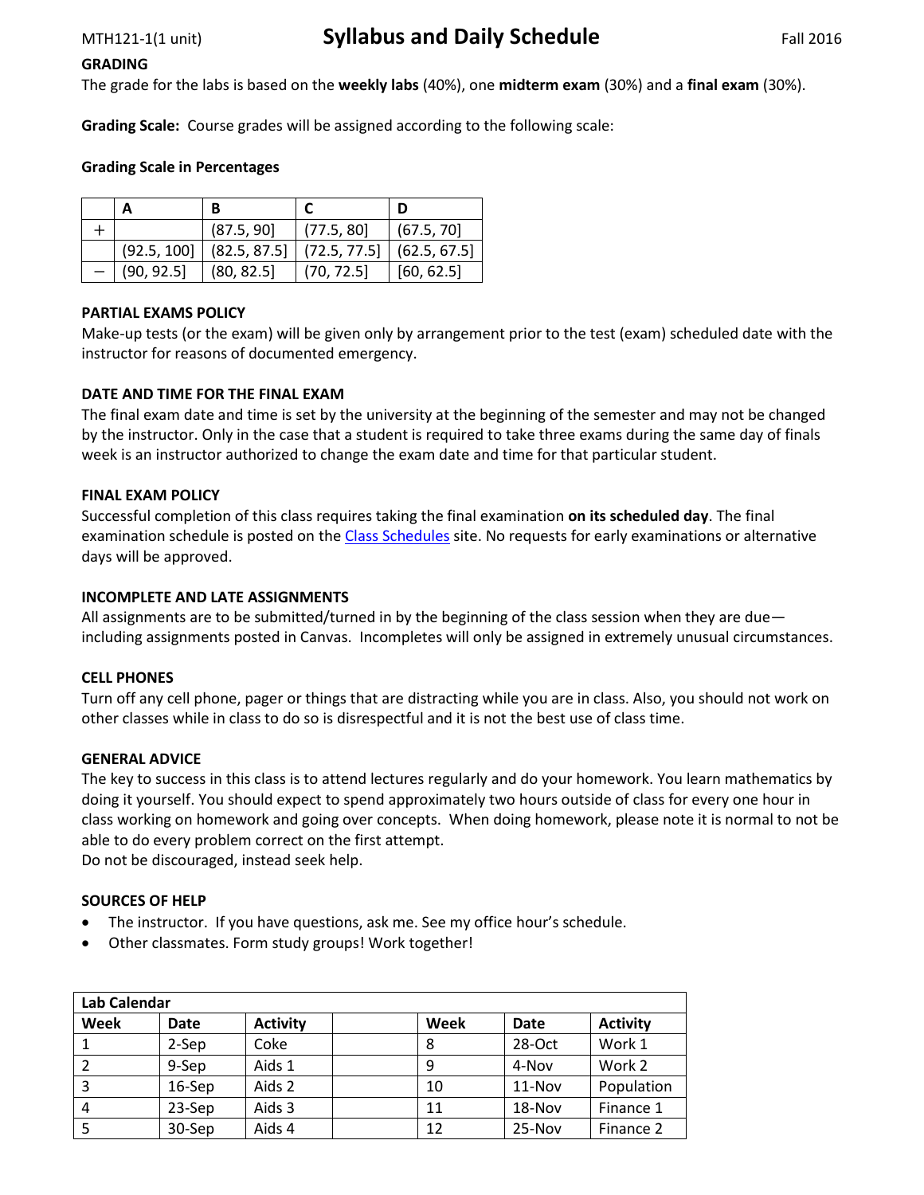MTH121-1(1 unit) **Syllabus and Daily Schedule** Fall 2016

**GRADING**

The grade for the labs is based on the **weekly labs** (40%), one **midterm exam** (30%) and a **final exam** (30%).

**Grading Scale:** Course grades will be assigned according to the following scale:

**Grading Scale in Percentages**

| | A | B | C | D |
|---|---|---|---|---|
| + | | (87.5, 90] | (77.5, 80] | (67.5, 70] |
| | (92.5, 100] | (82.5, 87.5] | (72.5, 77.5] | (62.5, 67.5] |
| − | (90, 92.5] | (80, 82.5] | (70, 72.5] | [60, 62.5] |

**PARTIAL EXAMS POLICY**

Make-up tests (or the exam) will be given only by arrangement prior to the test (exam) scheduled date with the instructor for reasons of documented emergency.

**DATE AND TIME FOR THE FINAL EXAM**

The final exam date and time is set by the university at the beginning of the semester and may not be changed by the instructor. Only in the case that a student is required to take three exams during the same day of finals week is an instructor authorized to change the exam date and time for that particular student.

**FINAL EXAM POLICY**

Successful completion of this class requires taking the final examination **on its scheduled day**. The final examination schedule is posted on the Class Schedules site. No requests for early examinations or alternative days will be approved.

**INCOMPLETE AND LATE ASSIGNMENTS**

All assignments are to be submitted/turned in by the beginning of the class session when they are due—including assignments posted in Canvas. Incompletes will only be assigned in extremely unusual circumstances.

**CELL PHONES**

Turn off any cell phone, pager or things that are distracting while you are in class. Also, you should not work on other classes while in class to do so is disrespectful and it is not the best use of class time.

**GENERAL ADVICE**

The key to success in this class is to attend lectures regularly and do your homework. You learn mathematics by doing it yourself. You should expect to spend approximately two hours outside of class for every one hour in class working on homework and going over concepts. When doing homework, please note it is normal to not be able to do every problem correct on the first attempt.
Do not be discouraged, instead seek help.

**SOURCES OF HELP**

- The instructor. If you have questions, ask me. See my office hour's schedule.
- Other classmates. Form study groups! Work together!

| Lab Calendar | | | | | | |
|---|---|---|---|---|---|---|
| **Week** | **Date** | **Activity** | | **Week** | **Date** | **Activity** |
| 1 | 2-Sep | Coke | | 8 | 28-Oct | Work 1 |
| 2 | 9-Sep | Aids 1 | | 9 | 4-Nov | Work 2 |
| 3 | 16-Sep | Aids 2 | | 10 | 11-Nov | Population |
| 4 | 23-Sep | Aids 3 | | 11 | 18-Nov | Finance 1 |
| 5 | 30-Sep | Aids 4 | | 12 | 25-Nov | Finance 2 |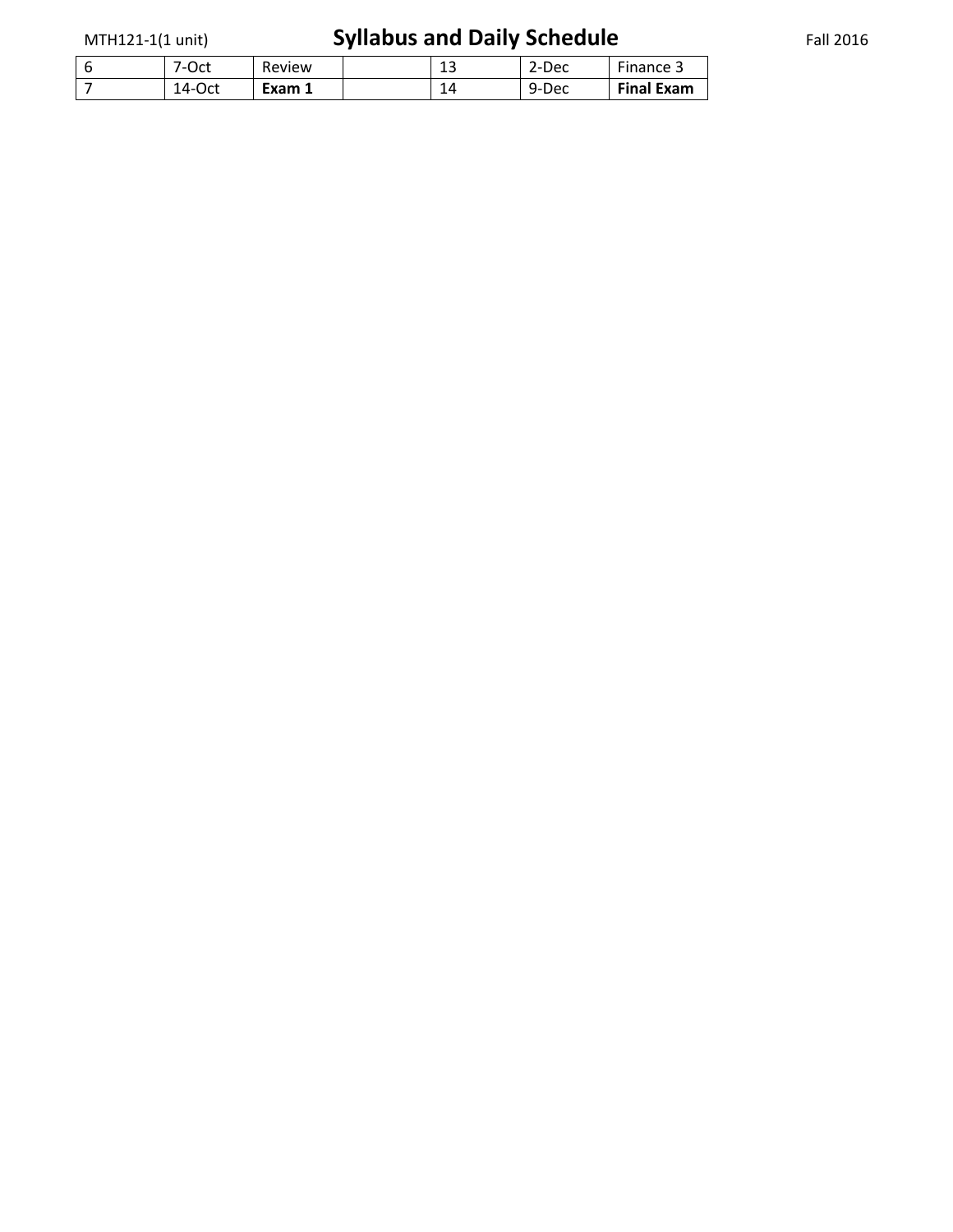| | | | | | | |
|---|---|---|---|---|---|---|
| 6 | 7-Oct | Review | | 13 | 2-Dec | Finance 3 |
| 7 | 14-Oct | **Exam 1** | | 14 | 9-Dec | **Final Exam** |